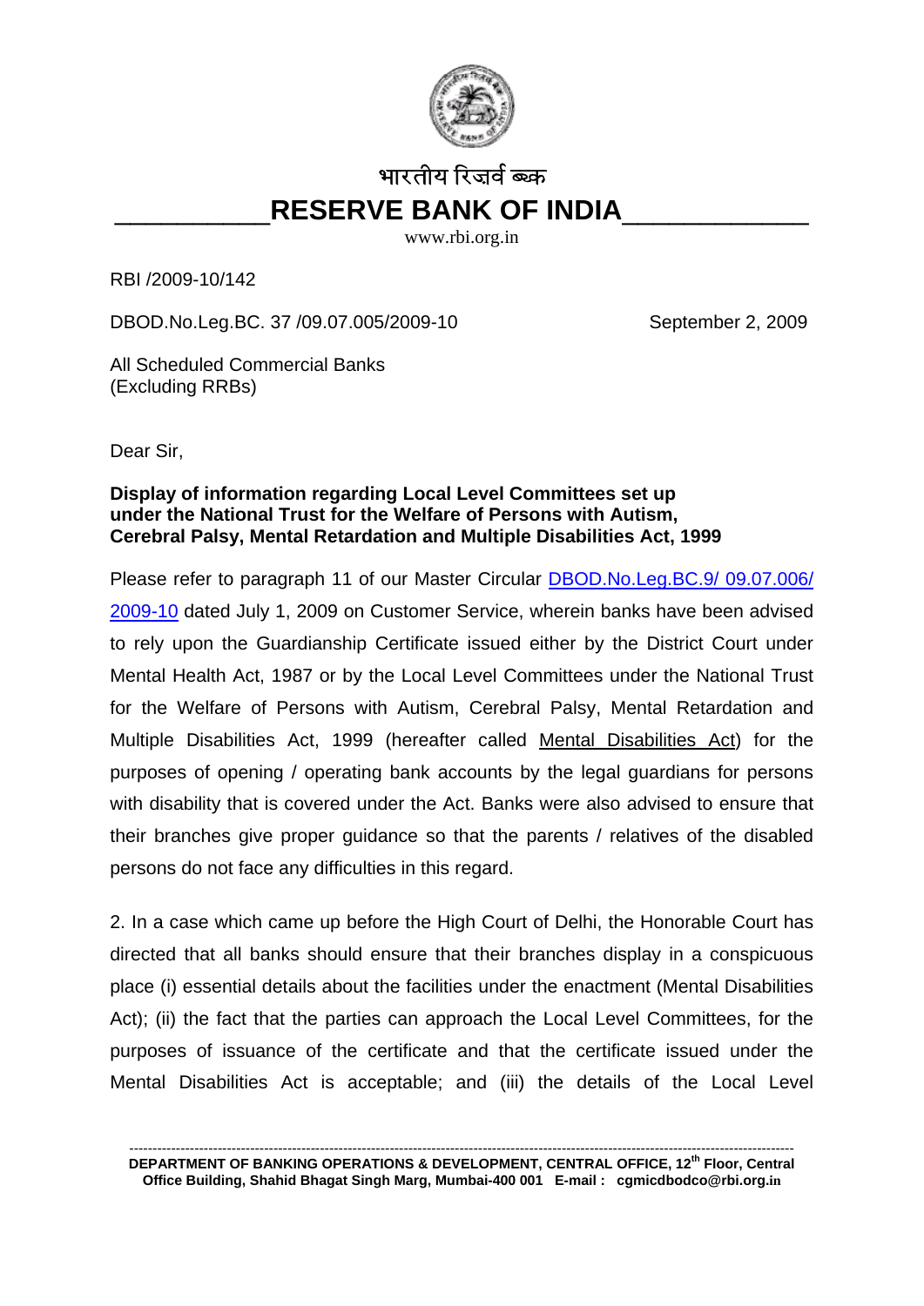भारतीय रिज़र्व बैंक

# RESERVE BANK OF INDIA

www.rbi.org.in

RBI /2009-10/142

DBOD.No.Leg.BC. 37 /09.07.005/2009-10 September 2, 2009

All Scheduled Commercial Banks
(Excluding RRBs)

Dear Sir,

**Display of information regarding Local Level Committees set up under the National Trust for the Welfare of Persons with Autism, Cerebral Palsy, Mental Retardation and Multiple Disabilities Act, 1999**

Please refer to paragraph 11 of our Master Circular DBOD.No.Leg.BC.9/ 09.07.006/ 2009-10 dated July 1, 2009 on Customer Service, wherein banks have been advised to rely upon the Guardianship Certificate issued either by the District Court under Mental Health Act, 1987 or by the Local Level Committees under the National Trust for the Welfare of Persons with Autism, Cerebral Palsy, Mental Retardation and Multiple Disabilities Act, 1999 (hereafter called Mental Disabilities Act) for the purposes of opening / operating bank accounts by the legal guardians for persons with disability that is covered under the Act. Banks were also advised to ensure that their branches give proper guidance so that the parents / relatives of the disabled persons do not face any difficulties in this regard.

2. In a case which came up before the High Court of Delhi, the Honorable Court has directed that all banks should ensure that their branches display in a conspicuous place (i) essential details about the facilities under the enactment (Mental Disabilities Act); (ii) the fact that the parties can approach the Local Level Committees, for the purposes of issuance of the certificate and that the certificate issued under the Mental Disabilities Act is acceptable; and (iii) the details of the Local Level

DEPARTMENT OF BANKING OPERATIONS & DEVELOPMENT, CENTRAL OFFICE, 12th Floor, Central Office Building, Shahid Bhagat Singh Marg, Mumbai-400 001 E-mail : cgmicdbodco@rbi.org.in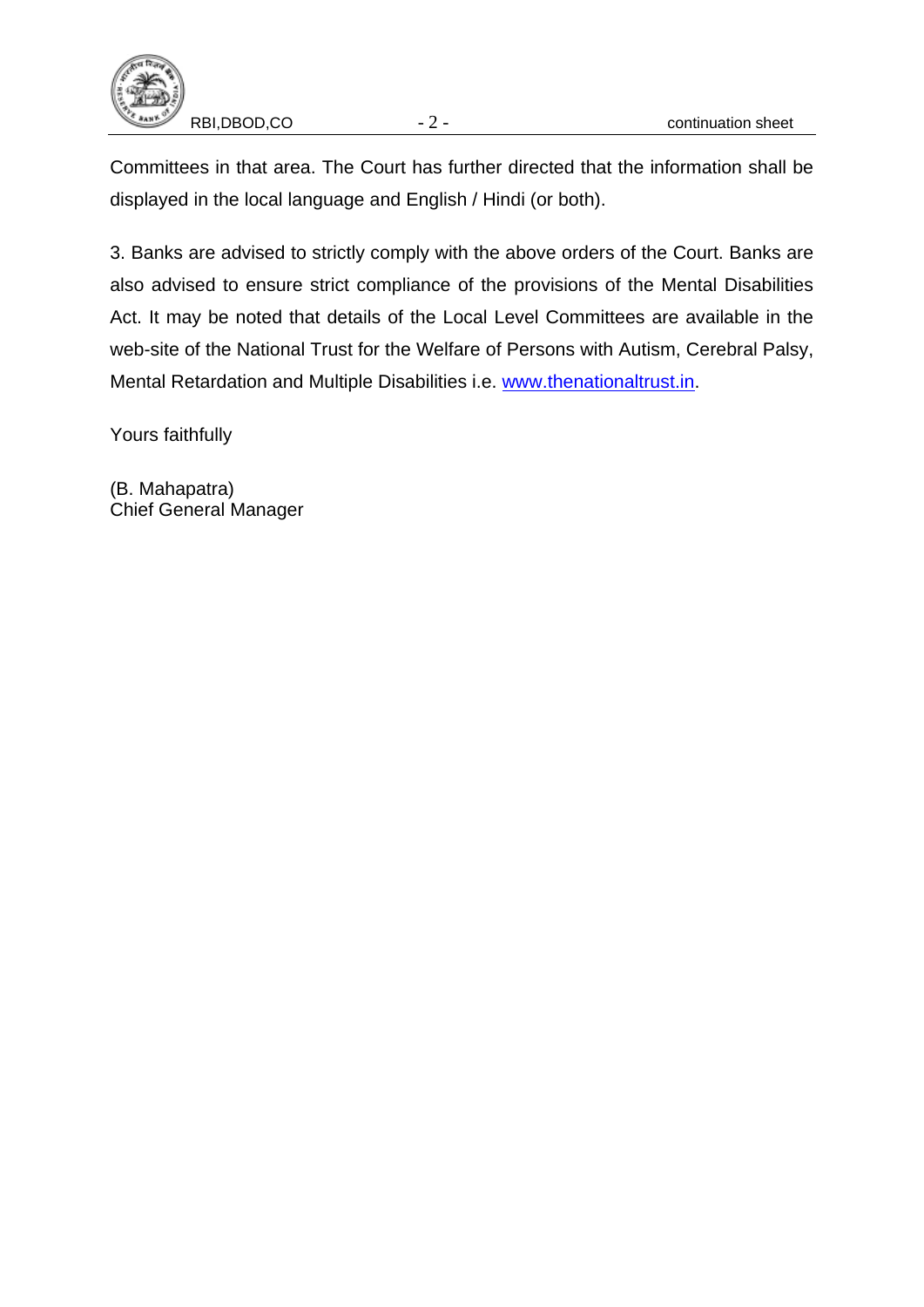Committees in that area. The Court has further directed that the information shall be displayed in the local language and English / Hindi (or both).

3. Banks are advised to strictly comply with the above orders of the Court. Banks are also advised to ensure strict compliance of the provisions of the Mental Disabilities Act. It may be noted that details of the Local Level Committees are available in the web-site of the National Trust for the Welfare of Persons with Autism, Cerebral Palsy, Mental Retardation and Multiple Disabilities i.e. [www.thenationaltrust.in](http://www.thenationaltrust.in).

Yours faithfully

(B. Mahapatra)
Chief General Manager